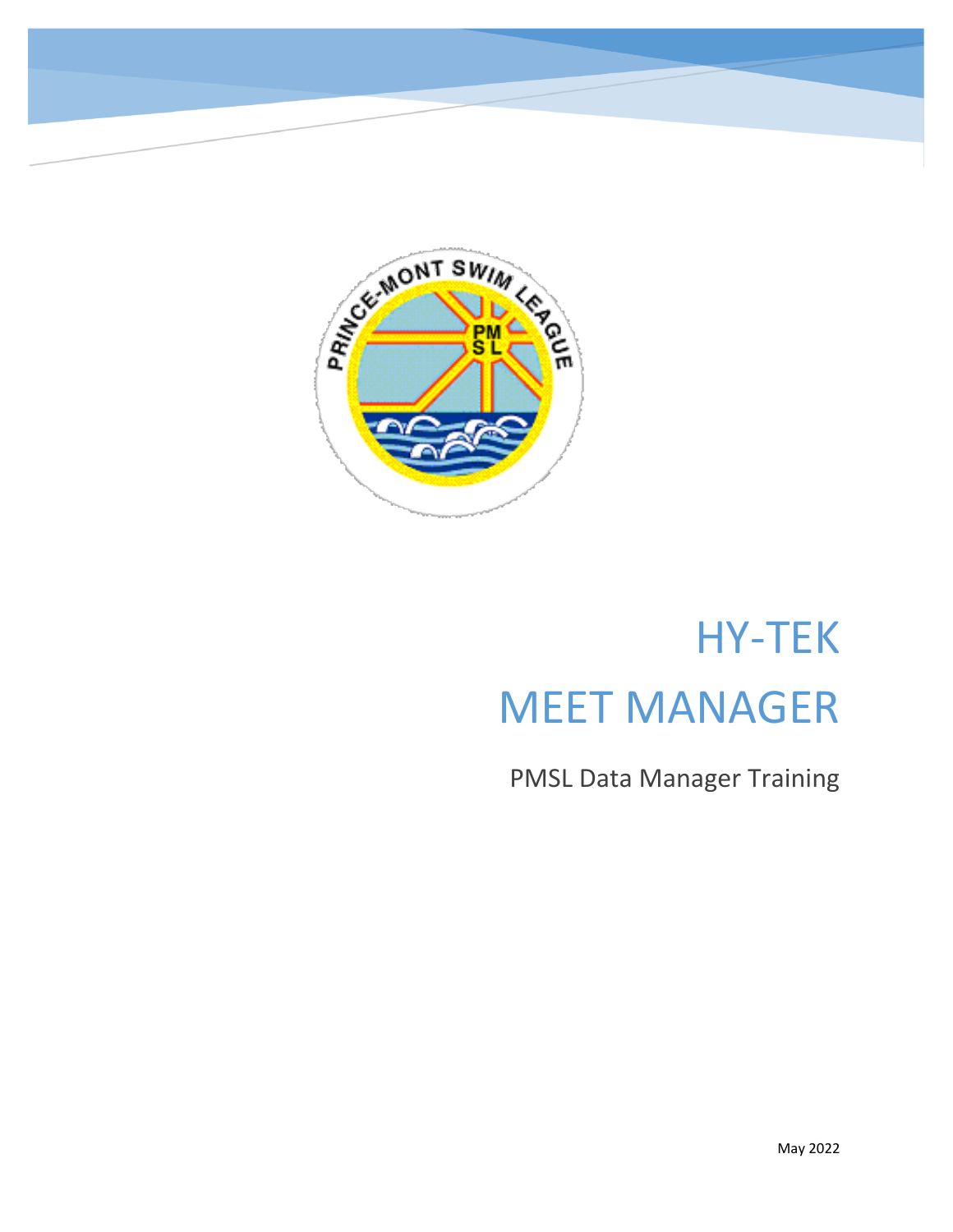# HY-TEK

# MEET MANAGER

PMSL Data Manager Training

May 2022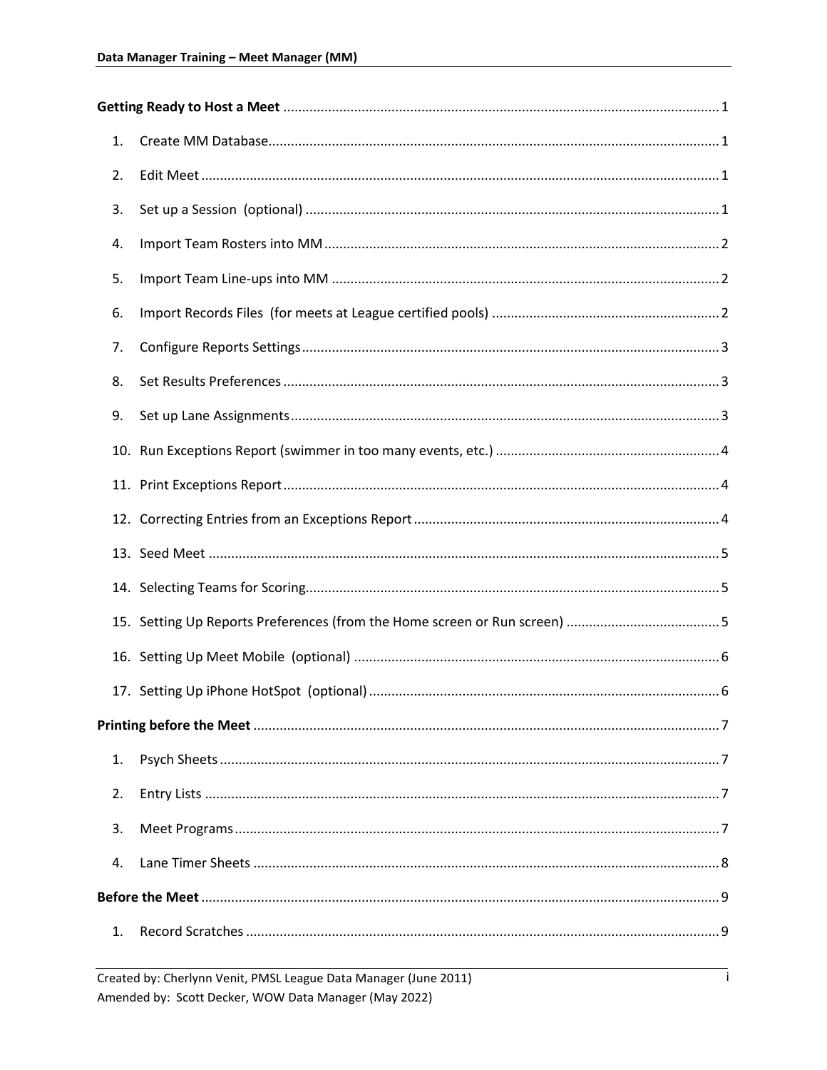**Getting Ready to Host a Meet** ........ 1

1. Create MM Database ........ 1
2. Edit Meet ........ 1
3. Set up a Session (optional) ........ 1
4. Import Team Rosters into MM ........ 2
5. Import Team Line-ups into MM ........ 2
6. Import Records Files (for meets at League certified pools) ........ 2
7. Configure Reports Settings ........ 3
8. Set Results Preferences ........ 3
9. Set up Lane Assignments ........ 3
10. Run Exceptions Report (swimmer in too many events, etc.) ........ 4
11. Print Exceptions Report ........ 4
12. Correcting Entries from an Exceptions Report ........ 4
13. Seed Meet ........ 5
14. Selecting Teams for Scoring ........ 5
15. Setting Up Reports Preferences (from the Home screen or Run screen) ........ 5
16. Setting Up Meet Mobile (optional) ........ 6
17. Setting Up iPhone HotSpot (optional) ........ 6

**Printing before the Meet** ........ 7

1. Psych Sheets ........ 7
2. Entry Lists ........ 7
3. Meet Programs ........ 7
4. Lane Timer Sheets ........ 8

**Before the Meet** ........ 9

1. Record Scratches ........ 9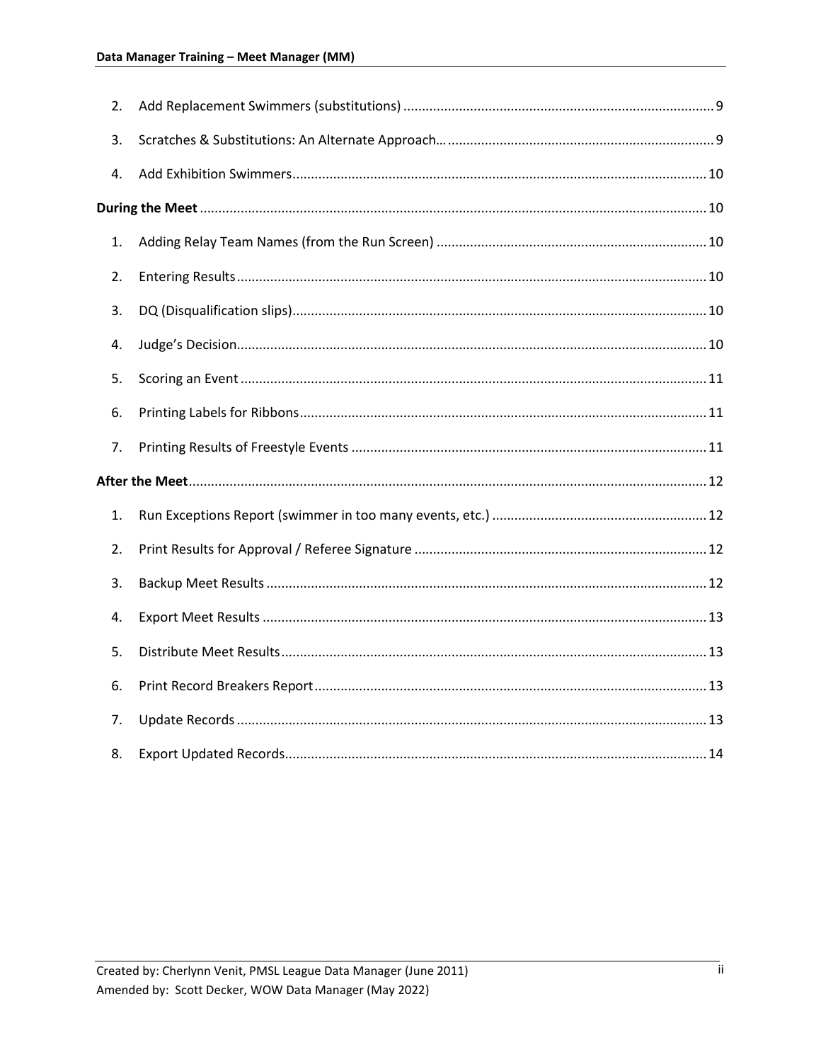2. Add Replacement Swimmers (substitutions) ..... 9
3. Scratches & Substitutions: An Alternate Approach… ..... 9
4. Add Exhibition Swimmers ..... 10

**During the Meet** ..... 10

1. Adding Relay Team Names (from the Run Screen) ..... 10
2. Entering Results ..... 10
3. DQ (Disqualification slips) ..... 10
4. Judge's Decision ..... 10
5. Scoring an Event ..... 11
6. Printing Labels for Ribbons ..... 11
7. Printing Results of Freestyle Events ..... 11

**After the Meet** ..... 12

1. Run Exceptions Report (swimmer in too many events, etc.) ..... 12
2. Print Results for Approval / Referee Signature ..... 12
3. Backup Meet Results ..... 12
4. Export Meet Results ..... 13
5. Distribute Meet Results ..... 13
6. Print Record Breakers Report ..... 13
7. Update Records ..... 13
8. Export Updated Records ..... 14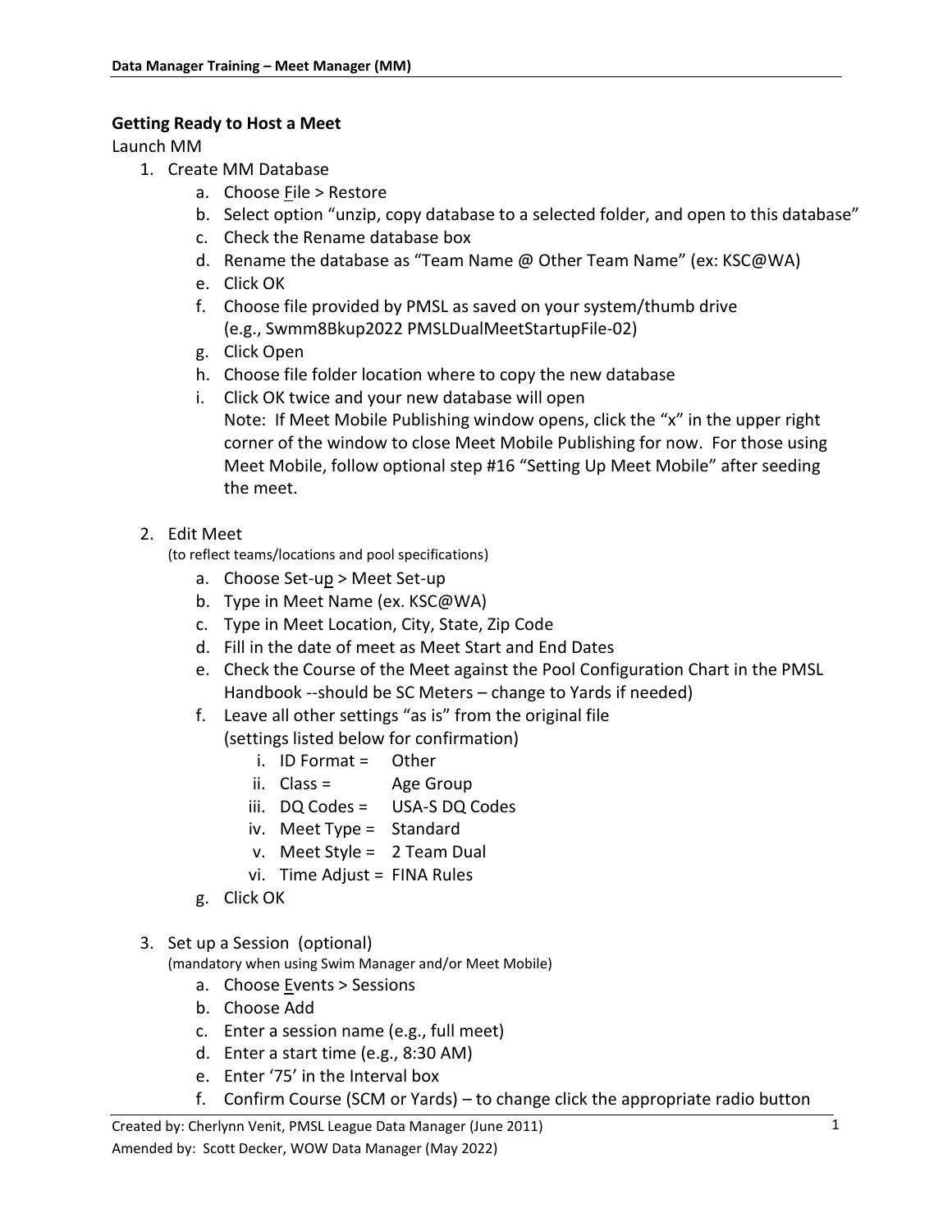## Getting Ready to Host a Meet

Launch MM

1. Create MM Database
    a. Choose File > Restore
    b. Select option "unzip, copy database to a selected folder, and open to this database"
    c. Check the Rename database box
    d. Rename the database as "Team Name @ Other Team Name" (ex: KSC@WA)
    e. Click OK
    f. Choose file provided by PMSL as saved on your system/thumb drive (e.g., Swmm8Bkup2022 PMSLDualMeetStartupFile-02)
    g. Click Open
    h. Choose file folder location where to copy the new database
    i. Click OK twice and your new database will open
       Note: If Meet Mobile Publishing window opens, click the "x" in the upper right corner of the window to close Meet Mobile Publishing for now. For those using Meet Mobile, follow optional step #16 "Setting Up Meet Mobile" after seeding the meet.

2. Edit Meet
   (to reflect teams/locations and pool specifications)
    a. Choose Set-up > Meet Set-up
    b. Type in Meet Name (ex. KSC@WA)
    c. Type in Meet Location, City, State, Zip Code
    d. Fill in the date of meet as Meet Start and End Dates
    e. Check the Course of the Meet against the Pool Configuration Chart in the PMSL Handbook --should be SC Meters – change to Yards if needed)
    f. Leave all other settings "as is" from the original file (settings listed below for confirmation)
        i. ID Format = Other
        ii. Class = Age Group
        iii. DQ Codes = USA-S DQ Codes
        iv. Meet Type = Standard
        v. Meet Style = 2 Team Dual
        vi. Time Adjust = FINA Rules
    g. Click OK

3. Set up a Session (optional)
   (mandatory when using Swim Manager and/or Meet Mobile)
    a. Choose Events > Sessions
    b. Choose Add
    c. Enter a session name (e.g., full meet)
    d. Enter a start time (e.g., 8:30 AM)
    e. Enter '75' in the Interval box
    f. Confirm Course (SCM or Yards) – to change click the appropriate radio button

Created by: Cherlynn Venit, PMSL League Data Manager (June 2011)
Amended by: Scott Decker, WOW Data Manager (May 2022)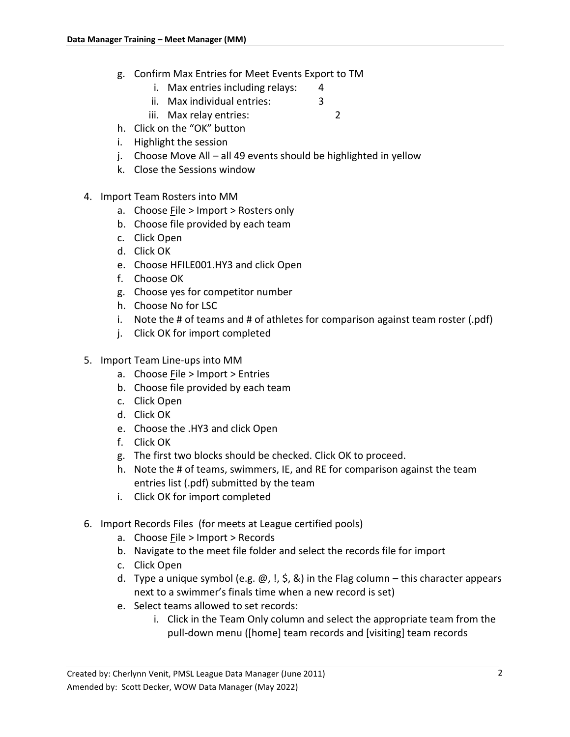g. Confirm Max Entries for Meet Events Export to TM
    i. Max entries including relays: 4
    ii. Max individual entries: 3
    iii. Max relay entries: 2
h. Click on the "OK" button
i. Highlight the session
j. Choose Move All – all 49 events should be highlighted in yellow
k. Close the Sessions window

4. Import Team Rosters into MM
    a. Choose File > Import > Rosters only
    b. Choose file provided by each team
    c. Click Open
    d. Click OK
    e. Choose HFILE001.HY3 and click Open
    f. Choose OK
    g. Choose yes for competitor number
    h. Choose No for LSC
    i. Note the # of teams and # of athletes for comparison against team roster (.pdf)
    j. Click OK for import completed

5. Import Team Line-ups into MM
    a. Choose File > Import > Entries
    b. Choose file provided by each team
    c. Click Open
    d. Click OK
    e. Choose the .HY3 and click Open
    f. Click OK
    g. The first two blocks should be checked. Click OK to proceed.
    h. Note the # of teams, swimmers, IE, and RE for comparison against the team entries list (.pdf) submitted by the team
    i. Click OK for import completed

6. Import Records Files (for meets at League certified pools)
    a. Choose File > Import > Records
    b. Navigate to the meet file folder and select the records file for import
    c. Click Open
    d. Type a unique symbol (e.g. @, !, $, &) in the Flag column – this character appears next to a swimmer's finals time when a new record is set)
    e. Select teams allowed to set records:
        i. Click in the Team Only column and select the appropriate team from the pull-down menu ([home] team records and [visiting] team records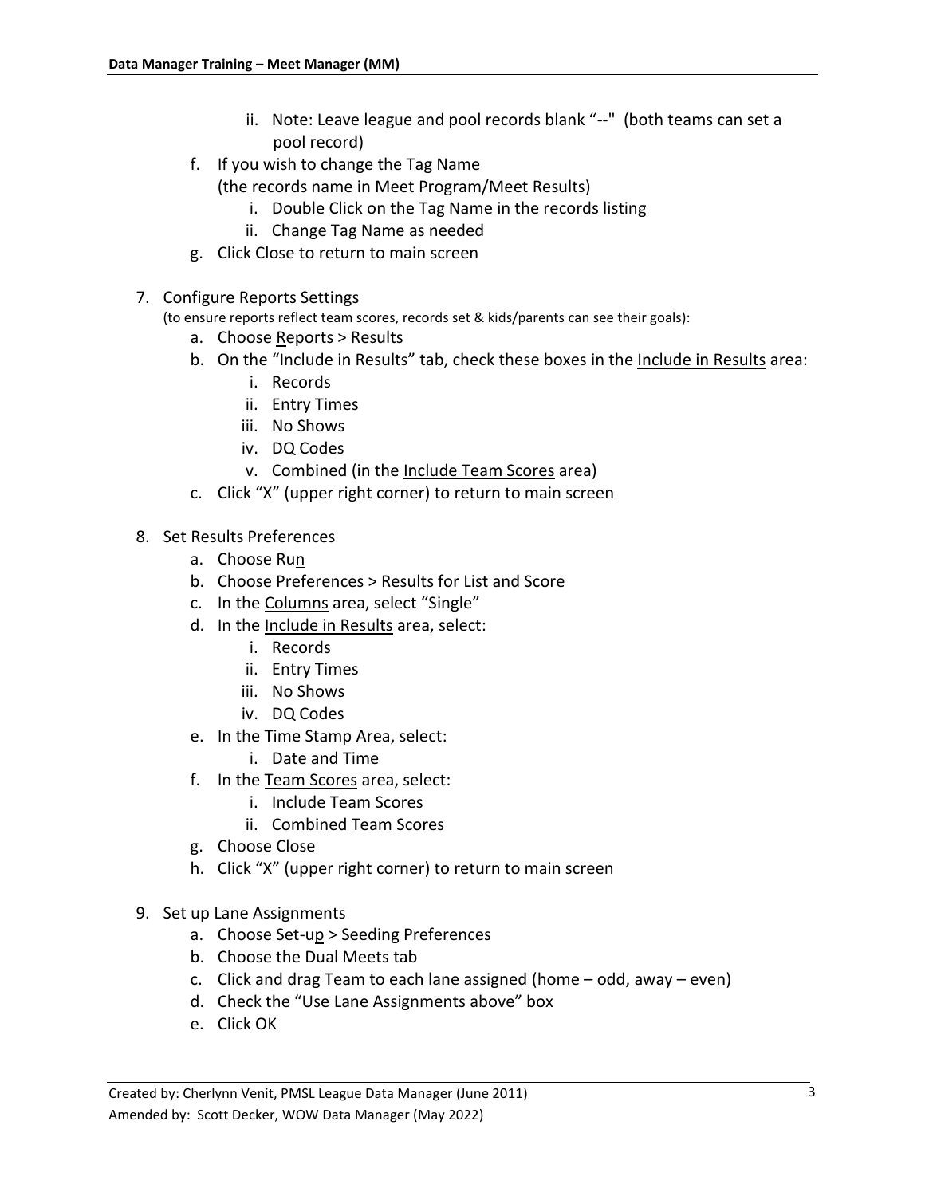ii. Note: Leave league and pool records blank "--" (both teams can set a pool record)

f. If you wish to change the Tag Name (the records name in Meet Program/Meet Results)
   i. Double Click on the Tag Name in the records listing
   ii. Change Tag Name as needed

g. Click Close to return to main screen

7. Configure Reports Settings
   (to ensure reports reflect team scores, records set & kids/parents can see their goals):
   a. Choose Reports > Results
   b. On the "Include in Results" tab, check these boxes in the Include in Results area:
      i. Records
      ii. Entry Times
      iii. No Shows
      iv. DQ Codes
      v. Combined (in the Include Team Scores area)
   c. Click "X" (upper right corner) to return to main screen

8. Set Results Preferences
   a. Choose Run
   b. Choose Preferences > Results for List and Score
   c. In the Columns area, select "Single"
   d. In the Include in Results area, select:
      i. Records
      ii. Entry Times
      iii. No Shows
      iv. DQ Codes
   e. In the Time Stamp Area, select:
      i. Date and Time
   f. In the Team Scores area, select:
      i. Include Team Scores
      ii. Combined Team Scores
   g. Choose Close
   h. Click "X" (upper right corner) to return to main screen

9. Set up Lane Assignments
   a. Choose Set-up > Seeding Preferences
   b. Choose the Dual Meets tab
   c. Click and drag Team to each lane assigned (home – odd, away – even)
   d. Check the "Use Lane Assignments above" box
   e. Click OK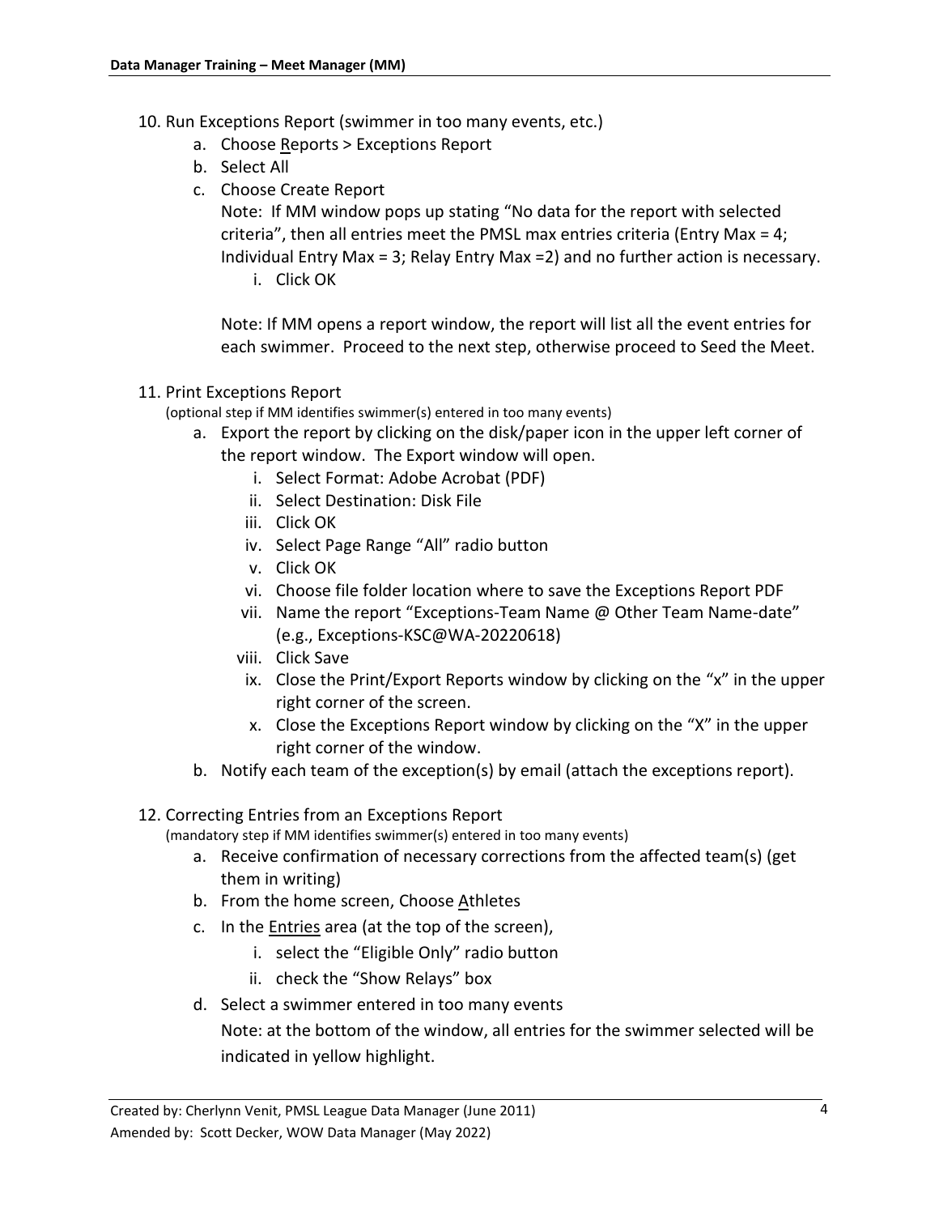10. Run Exceptions Report (swimmer in too many events, etc.)
    a. Choose Reports > Exceptions Report
    b. Select All
    c. Choose Create Report
       Note: If MM window pops up stating "No data for the report with selected criteria", then all entries meet the PMSL max entries criteria (Entry Max = 4; Individual Entry Max = 3; Relay Entry Max =2) and no further action is necessary.
        i. Click OK

       Note: If MM opens a report window, the report will list all the event entries for each swimmer. Proceed to the next step, otherwise proceed to Seed the Meet.

11. Print Exceptions Report
    (optional step if MM identifies swimmer(s) entered in too many events)
    a. Export the report by clicking on the disk/paper icon in the upper left corner of the report window. The Export window will open.
        i. Select Format: Adobe Acrobat (PDF)
        ii. Select Destination: Disk File
        iii. Click OK
        iv. Select Page Range "All" radio button
        v. Click OK
        vi. Choose file folder location where to save the Exceptions Report PDF
        vii. Name the report "Exceptions-Team Name @ Other Team Name-date" (e.g., Exceptions-KSC@WA-20220618)
        viii. Click Save
        ix. Close the Print/Export Reports window by clicking on the "x" in the upper right corner of the screen.
        x. Close the Exceptions Report window by clicking on the "X" in the upper right corner of the window.
    b. Notify each team of the exception(s) by email (attach the exceptions report).

12. Correcting Entries from an Exceptions Report
    (mandatory step if MM identifies swimmer(s) entered in too many events)
    a. Receive confirmation of necessary corrections from the affected team(s) (get them in writing)
    b. From the home screen, Choose Athletes
    c. In the Entries area (at the top of the screen),
        i. select the "Eligible Only" radio button
        ii. check the "Show Relays" box
    d. Select a swimmer entered in too many events
       Note: at the bottom of the window, all entries for the swimmer selected will be indicated in yellow highlight.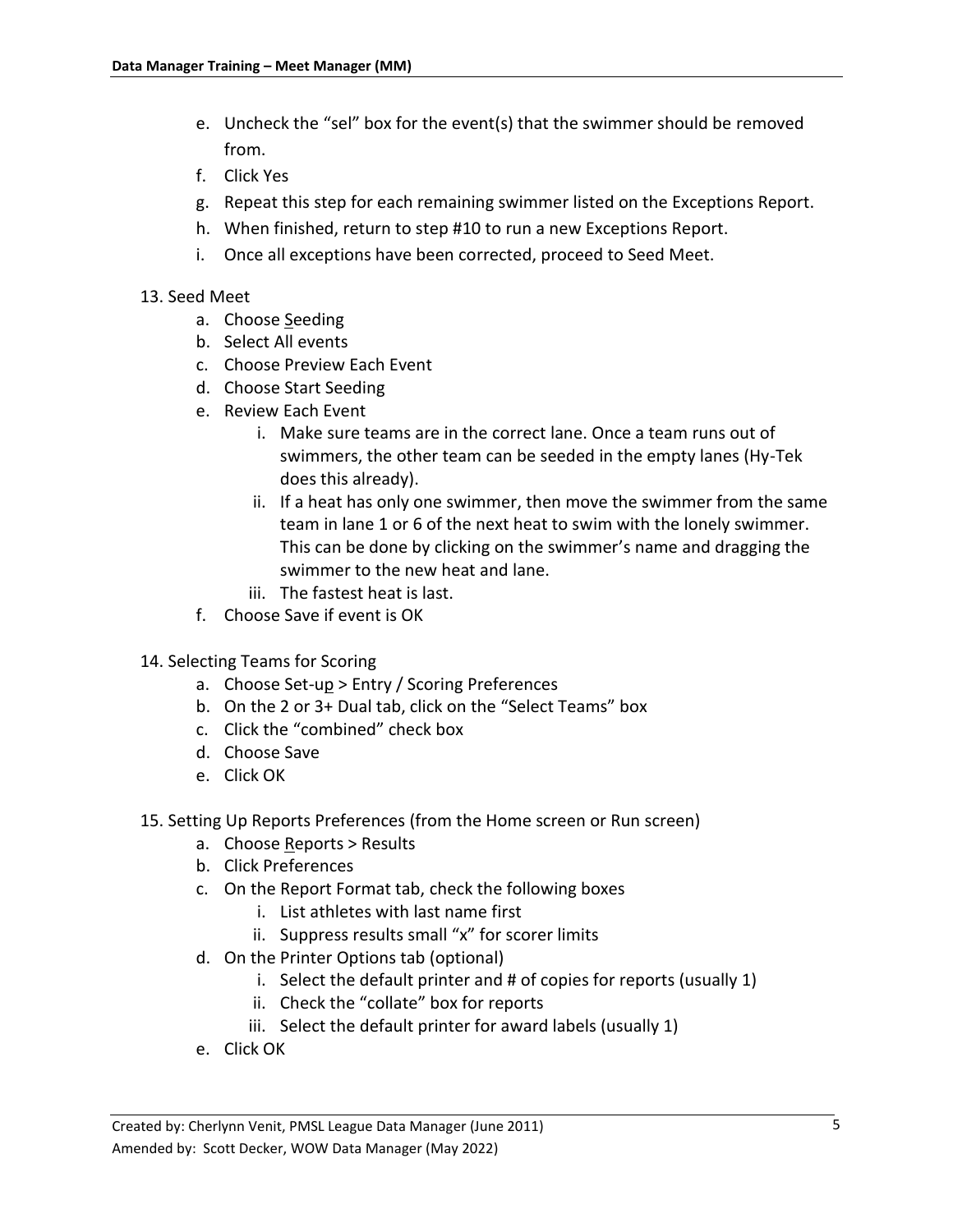e. Uncheck the "sel" box for the event(s) that the swimmer should be removed from.
   f. Click Yes
   g. Repeat this step for each remaining swimmer listed on the Exceptions Report.
   h. When finished, return to step #10 to run a new Exceptions Report.
   i. Once all exceptions have been corrected, proceed to Seed Meet.

13. Seed Meet
    a. Choose Seeding
    b. Select All events
    c. Choose Preview Each Event
    d. Choose Start Seeding
    e. Review Each Event
       i. Make sure teams are in the correct lane. Once a team runs out of swimmers, the other team can be seeded in the empty lanes (Hy-Tek does this already).
       ii. If a heat has only one swimmer, then move the swimmer from the same team in lane 1 or 6 of the next heat to swim with the lonely swimmer. This can be done by clicking on the swimmer's name and dragging the swimmer to the new heat and lane.
       iii. The fastest heat is last.
    f. Choose Save if event is OK

14. Selecting Teams for Scoring
    a. Choose Set-up > Entry / Scoring Preferences
    b. On the 2 or 3+ Dual tab, click on the "Select Teams" box
    c. Click the "combined" check box
    d. Choose Save
    e. Click OK

15. Setting Up Reports Preferences (from the Home screen or Run screen)
    a. Choose Reports > Results
    b. Click Preferences
    c. On the Report Format tab, check the following boxes
       i. List athletes with last name first
       ii. Suppress results small "x" for scorer limits
    d. On the Printer Options tab (optional)
       i. Select the default printer and # of copies for reports (usually 1)
       ii. Check the "collate" box for reports
       iii. Select the default printer for award labels (usually 1)
    e. Click OK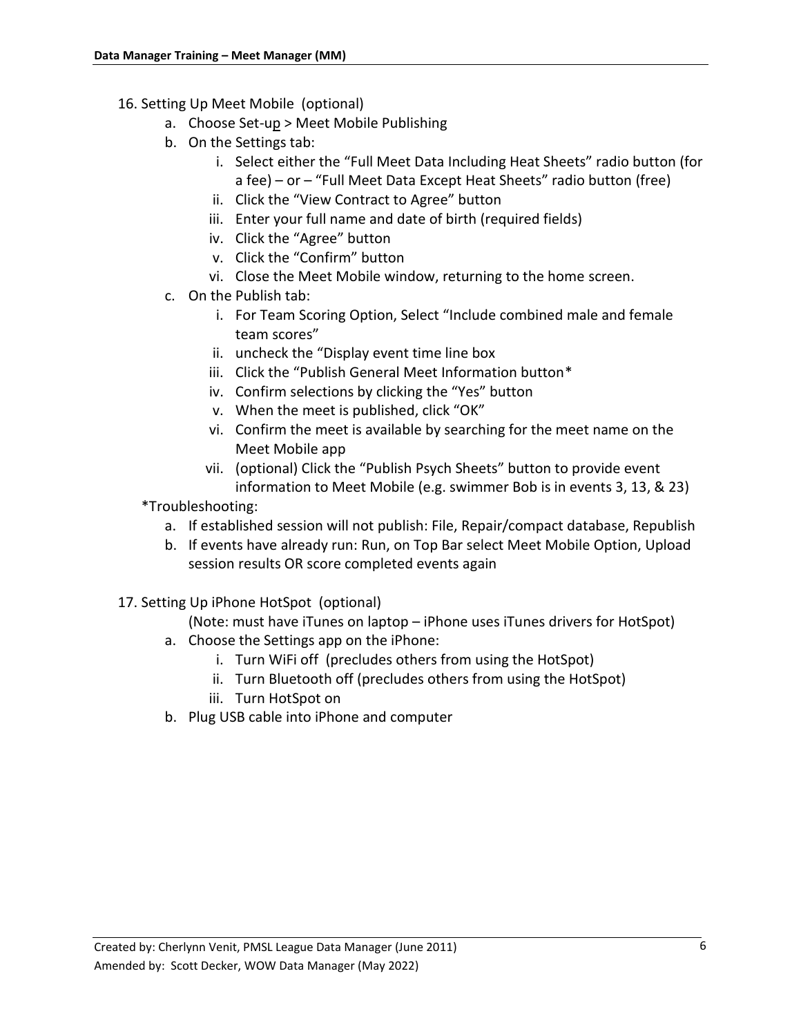16. Setting Up Meet Mobile (optional)
    a. Choose Set-up > Meet Mobile Publishing
    b. On the Settings tab:
        i. Select either the “Full Meet Data Including Heat Sheets” radio button (for a fee) – or – “Full Meet Data Except Heat Sheets” radio button (free)
        ii. Click the “View Contract to Agree” button
        iii. Enter your full name and date of birth (required fields)
        iv. Click the “Agree” button
        v. Click the “Confirm” button
        vi. Close the Meet Mobile window, returning to the home screen.
    c. On the Publish tab:
        i. For Team Scoring Option, Select “Include combined male and female team scores”
        ii. uncheck the “Display event time line box
        iii. Click the “Publish General Meet Information button*
        iv. Confirm selections by clicking the “Yes” button
        v. When the meet is published, click “OK”
        vi. Confirm the meet is available by searching for the meet name on the Meet Mobile app
        vii. (optional) Click the “Publish Psych Sheets” button to provide event information to Meet Mobile (e.g. swimmer Bob is in events 3, 13, & 23)

    *Troubleshooting:
    a. If established session will not publish: File, Repair/compact database, Republish
    b. If events have already run: Run, on Top Bar select Meet Mobile Option, Upload session results OR score completed events again

17. Setting Up iPhone HotSpot (optional)
    (Note: must have iTunes on laptop – iPhone uses iTunes drivers for HotSpot)
    a. Choose the Settings app on the iPhone:
        i. Turn WiFi off (precludes others from using the HotSpot)
        ii. Turn Bluetooth off (precludes others from using the HotSpot)
        iii. Turn HotSpot on
    b. Plug USB cable into iPhone and computer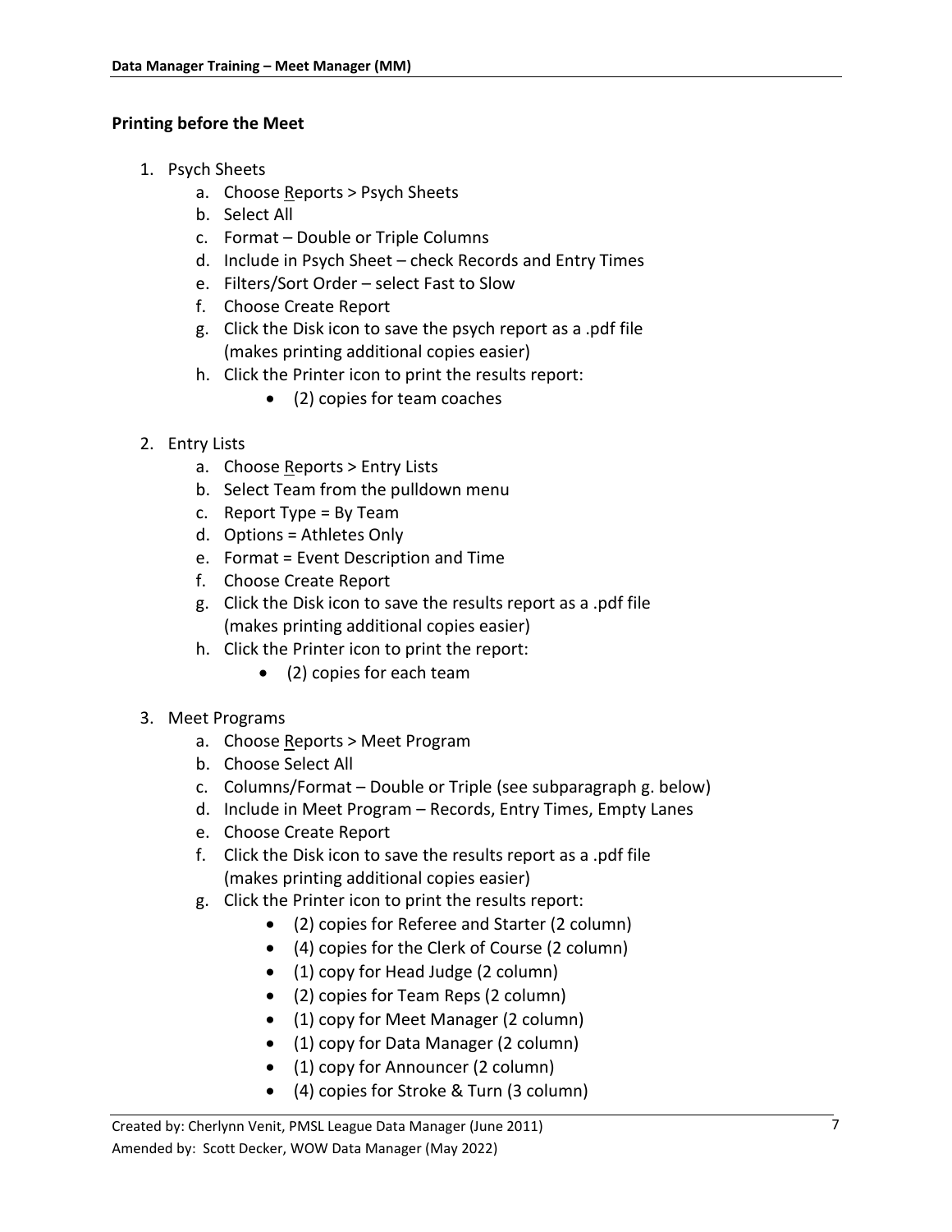**Printing before the Meet**

1. Psych Sheets
    a. Choose Reports > Psych Sheets
    b. Select All
    c. Format – Double or Triple Columns
    d. Include in Psych Sheet – check Records and Entry Times
    e. Filters/Sort Order – select Fast to Slow
    f. Choose Create Report
    g. Click the Disk icon to save the psych report as a .pdf file (makes printing additional copies easier)
    h. Click the Printer icon to print the results report:
        - (2) copies for team coaches

2. Entry Lists
    a. Choose Reports > Entry Lists
    b. Select Team from the pulldown menu
    c. Report Type = By Team
    d. Options = Athletes Only
    e. Format = Event Description and Time
    f. Choose Create Report
    g. Click the Disk icon to save the results report as a .pdf file (makes printing additional copies easier)
    h. Click the Printer icon to print the report:
        - (2) copies for each team

3. Meet Programs
    a. Choose Reports > Meet Program
    b. Choose Select All
    c. Columns/Format – Double or Triple (see subparagraph g. below)
    d. Include in Meet Program – Records, Entry Times, Empty Lanes
    e. Choose Create Report
    f. Click the Disk icon to save the results report as a .pdf file (makes printing additional copies easier)
    g. Click the Printer icon to print the results report:
        - (2) copies for Referee and Starter (2 column)
        - (4) copies for the Clerk of Course (2 column)
        - (1) copy for Head Judge (2 column)
        - (2) copies for Team Reps (2 column)
        - (1) copy for Meet Manager (2 column)
        - (1) copy for Data Manager (2 column)
        - (1) copy for Announcer (2 column)
        - (4) copies for Stroke & Turn (3 column)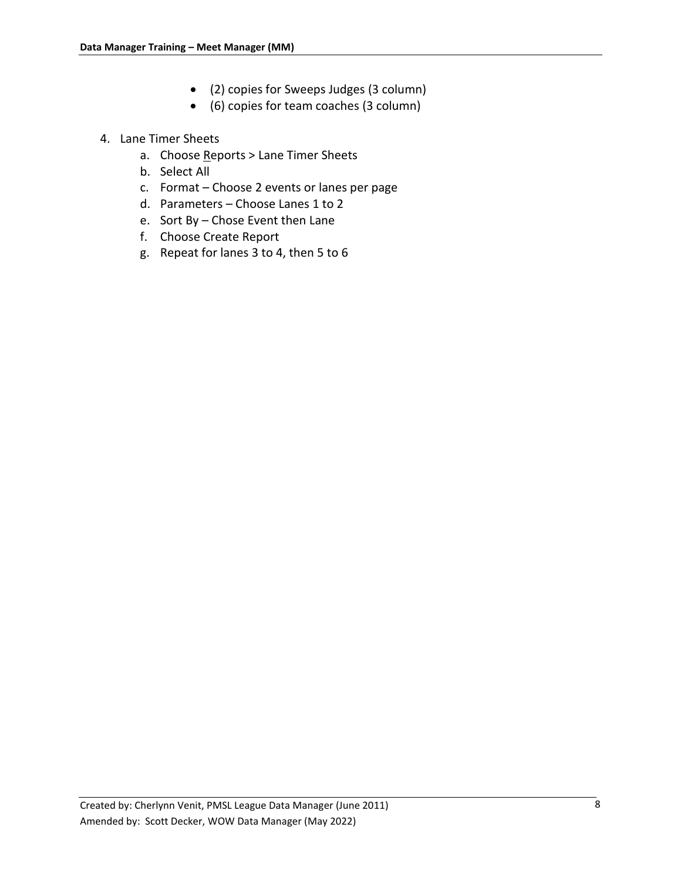- (2) copies for Sweeps Judges (3 column)
- (6) copies for team coaches (3 column)

4. Lane Timer Sheets
   a. Choose Reports > Lane Timer Sheets
   b. Select All
   c. Format – Choose 2 events or lanes per page
   d. Parameters – Choose Lanes 1 to 2
   e. Sort By – Chose Event then Lane
   f. Choose Create Report
   g. Repeat for lanes 3 to 4, then 5 to 6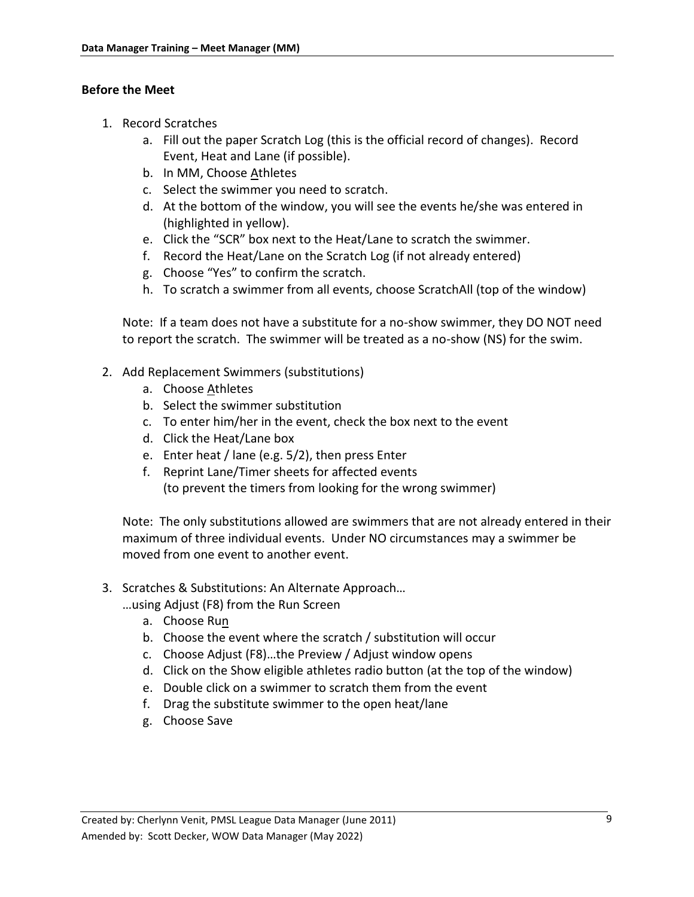## Before the Meet

1. Record Scratches
   a. Fill out the paper Scratch Log (this is the official record of changes). Record Event, Heat and Lane (if possible).
   b. In MM, Choose Athletes
   c. Select the swimmer you need to scratch.
   d. At the bottom of the window, you will see the events he/she was entered in (highlighted in yellow).
   e. Click the "SCR" box next to the Heat/Lane to scratch the swimmer.
   f. Record the Heat/Lane on the Scratch Log (if not already entered)
   g. Choose "Yes" to confirm the scratch.
   h. To scratch a swimmer from all events, choose ScratchAll (top of the window)

   Note: If a team does not have a substitute for a no-show swimmer, they DO NOT need to report the scratch. The swimmer will be treated as a no-show (NS) for the swim.

2. Add Replacement Swimmers (substitutions)
   a. Choose Athletes
   b. Select the swimmer substitution
   c. To enter him/her in the event, check the box next to the event
   d. Click the Heat/Lane box
   e. Enter heat / lane (e.g. 5/2), then press Enter
   f. Reprint Lane/Timer sheets for affected events
      (to prevent the timers from looking for the wrong swimmer)

   Note: The only substitutions allowed are swimmers that are not already entered in their maximum of three individual events. Under NO circumstances may a swimmer be moved from one event to another event.

3. Scratches & Substitutions: An Alternate Approach…
   …using Adjust (F8) from the Run Screen
   a. Choose Run
   b. Choose the event where the scratch / substitution will occur
   c. Choose Adjust (F8)…the Preview / Adjust window opens
   d. Click on the Show eligible athletes radio button (at the top of the window)
   e. Double click on a swimmer to scratch them from the event
   f. Drag the substitute swimmer to the open heat/lane
   g. Choose Save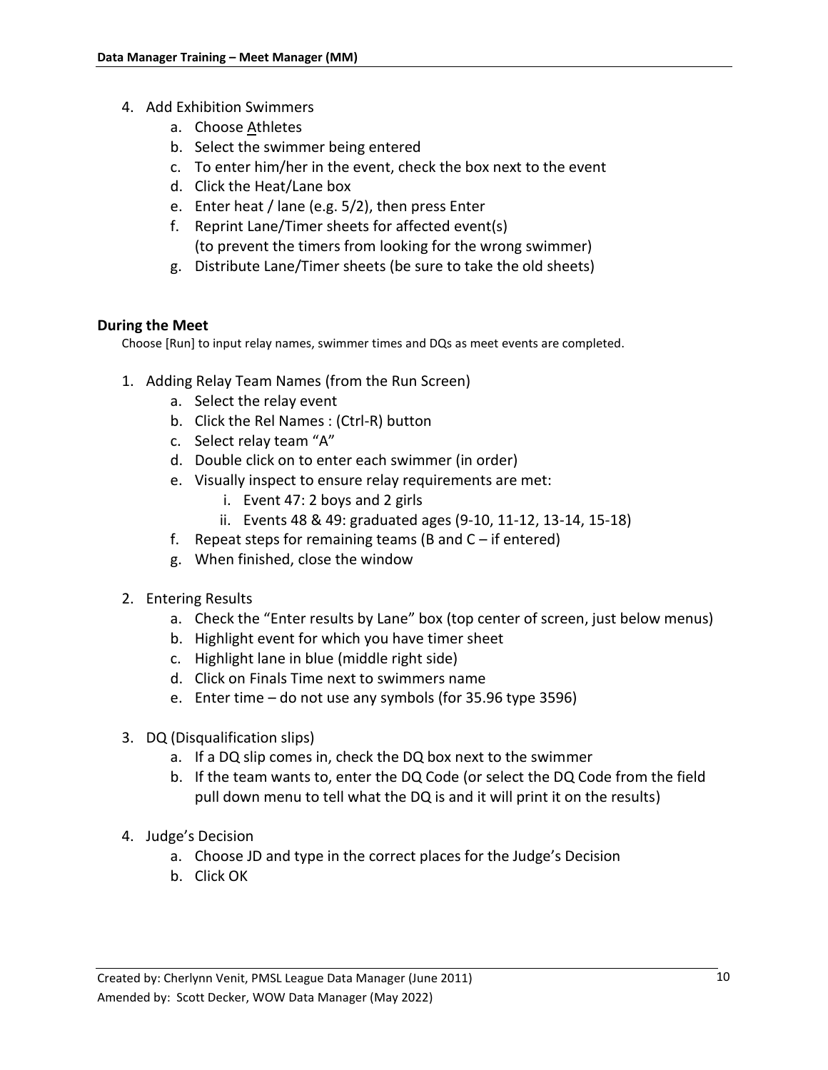4. Add Exhibition Swimmers
    a. Choose Athletes
    b. Select the swimmer being entered
    c. To enter him/her in the event, check the box next to the event
    d. Click the Heat/Lane box
    e. Enter heat / lane (e.g. 5/2), then press Enter
    f. Reprint Lane/Timer sheets for affected event(s)
       (to prevent the timers from looking for the wrong swimmer)
    g. Distribute Lane/Timer sheets (be sure to take the old sheets)

**During the Meet**

Choose [Run] to input relay names, swimmer times and DQs as meet events are completed.

1. Adding Relay Team Names (from the Run Screen)
    a. Select the relay event
    b. Click the Rel Names : (Ctrl-R) button
    c. Select relay team "A"
    d. Double click on to enter each swimmer (in order)
    e. Visually inspect to ensure relay requirements are met:
        i. Event 47: 2 boys and 2 girls
        ii. Events 48 & 49: graduated ages (9-10, 11-12, 13-14, 15-18)
    f. Repeat steps for remaining teams (B and C – if entered)
    g. When finished, close the window

2. Entering Results
    a. Check the "Enter results by Lane" box (top center of screen, just below menus)
    b. Highlight event for which you have timer sheet
    c. Highlight lane in blue (middle right side)
    d. Click on Finals Time next to swimmers name
    e. Enter time – do not use any symbols (for 35.96 type 3596)

3. DQ (Disqualification slips)
    a. If a DQ slip comes in, check the DQ box next to the swimmer
    b. If the team wants to, enter the DQ Code (or select the DQ Code from the field pull down menu to tell what the DQ is and it will print it on the results)

4. Judge's Decision
    a. Choose JD and type in the correct places for the Judge's Decision
    b. Click OK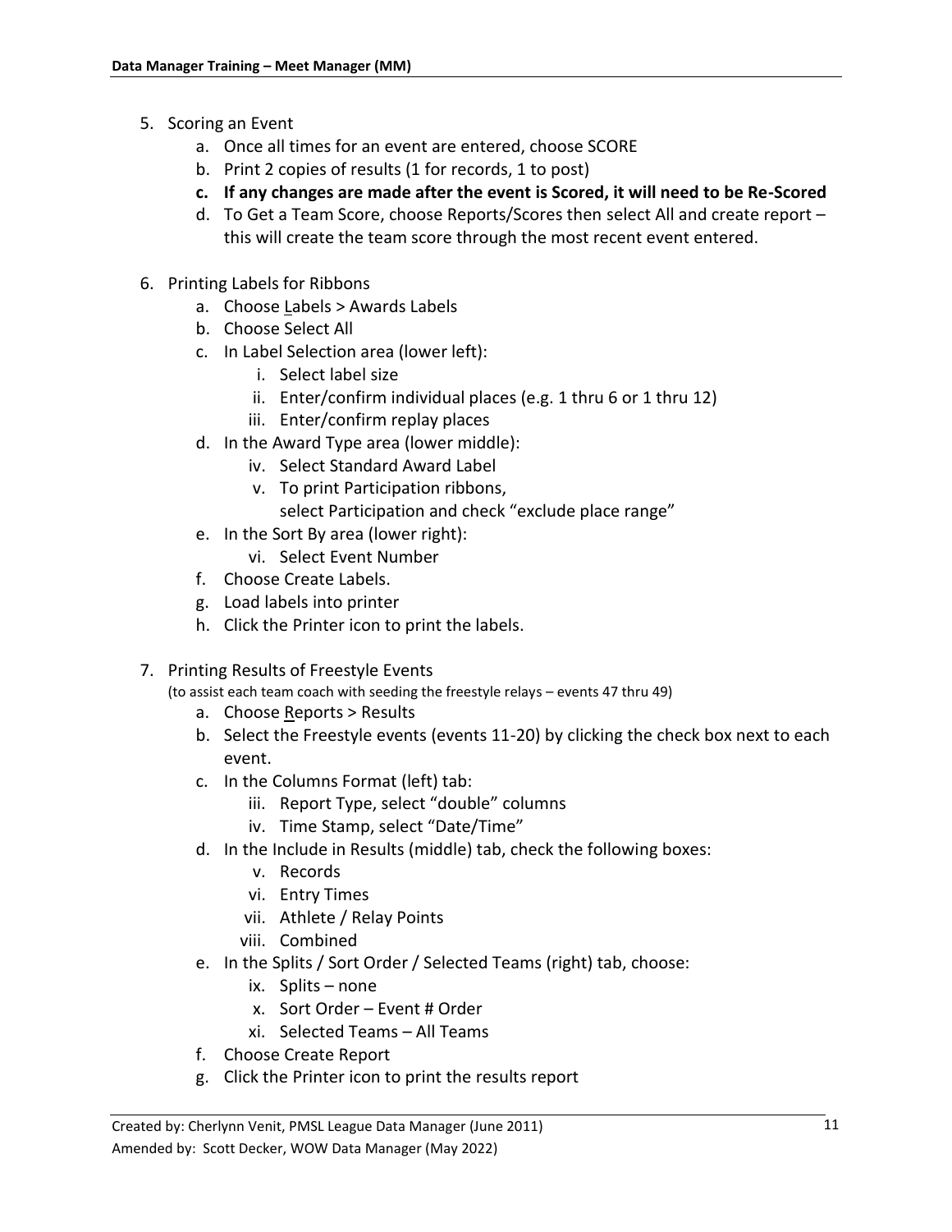5. Scoring an Event
   a. Once all times for an event are entered, choose SCORE
   b. Print 2 copies of results (1 for records, 1 to post)
   c. **If any changes are made after the event is Scored, it will need to be Re-Scored**
   d. To Get a Team Score, choose Reports/Scores then select All and create report – this will create the team score through the most recent event entered.

6. Printing Labels for Ribbons
   a. Choose Labels > Awards Labels
   b. Choose Select All
   c. In Label Selection area (lower left):
      i. Select label size
      ii. Enter/confirm individual places (e.g. 1 thru 6 or 1 thru 12)
      iii. Enter/confirm replay places
   d. In the Award Type area (lower middle):
      iv. Select Standard Award Label
      v. To print Participation ribbons, select Participation and check "exclude place range"
   e. In the Sort By area (lower right):
      vi. Select Event Number
   f. Choose Create Labels.
   g. Load labels into printer
   h. Click the Printer icon to print the labels.

7. Printing Results of Freestyle Events
   (to assist each team coach with seeding the freestyle relays – events 47 thru 49)
   a. Choose Reports > Results
   b. Select the Freestyle events (events 11-20) by clicking the check box next to each event.
   c. In the Columns Format (left) tab:
      iii. Report Type, select "double" columns
      iv. Time Stamp, select "Date/Time"
   d. In the Include in Results (middle) tab, check the following boxes:
      v. Records
      vi. Entry Times
      vii. Athlete / Relay Points
      viii. Combined
   e. In the Splits / Sort Order / Selected Teams (right) tab, choose:
      ix. Splits – none
      x. Sort Order – Event # Order
      xi. Selected Teams – All Teams
   f. Choose Create Report
   g. Click the Printer icon to print the results report

Created by: Cherlynn Venit, PMSL League Data Manager (June 2011)
Amended by: Scott Decker, WOW Data Manager (May 2022)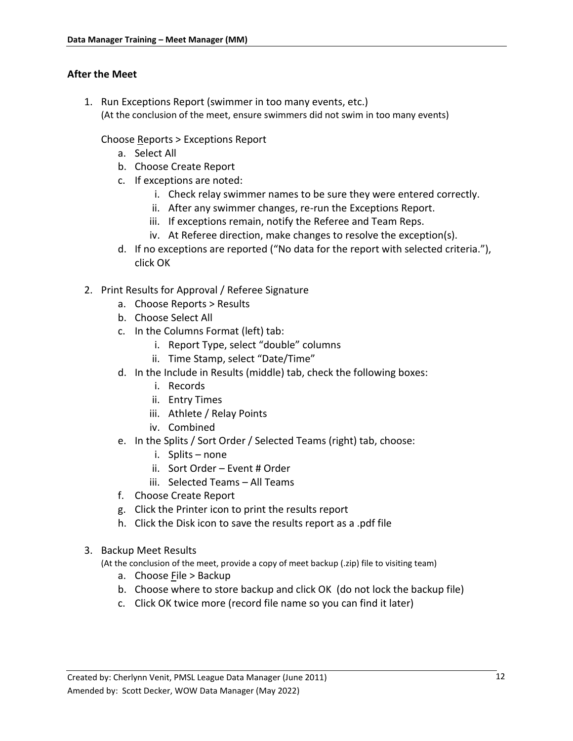## After the Meet

1. Run Exceptions Report (swimmer in too many events, etc.)
   (At the conclusion of the meet, ensure swimmers did not swim in too many events)

   Choose Reports > Exceptions Report
   a. Select All
   b. Choose Create Report
   c. If exceptions are noted:
      i. Check relay swimmer names to be sure they were entered correctly.
      ii. After any swimmer changes, re-run the Exceptions Report.
      iii. If exceptions remain, notify the Referee and Team Reps.
      iv. At Referee direction, make changes to resolve the exception(s).
   d. If no exceptions are reported ("No data for the report with selected criteria."), click OK

2. Print Results for Approval / Referee Signature
   a. Choose Reports > Results
   b. Choose Select All
   c. In the Columns Format (left) tab:
      i. Report Type, select "double" columns
      ii. Time Stamp, select "Date/Time"
   d. In the Include in Results (middle) tab, check the following boxes:
      i. Records
      ii. Entry Times
      iii. Athlete / Relay Points
      iv. Combined
   e. In the Splits / Sort Order / Selected Teams (right) tab, choose:
      i. Splits – none
      ii. Sort Order – Event # Order
      iii. Selected Teams – All Teams
   f. Choose Create Report
   g. Click the Printer icon to print the results report
   h. Click the Disk icon to save the results report as a .pdf file

3. Backup Meet Results
   (At the conclusion of the meet, provide a copy of meet backup (.zip) file to visiting team)
   a. Choose File > Backup
   b. Choose where to store backup and click OK (do not lock the backup file)
   c. Click OK twice more (record file name so you can find it later)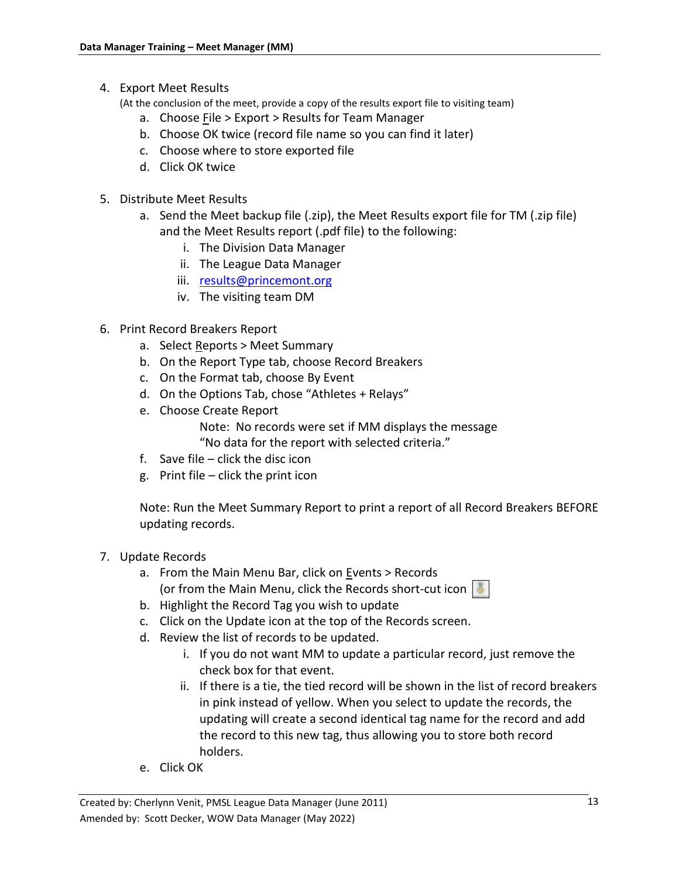4. Export Meet Results
   (At the conclusion of the meet, provide a copy of the results export file to visiting team)
   a. Choose File > Export > Results for Team Manager
   b. Choose OK twice (record file name so you can find it later)
   c. Choose where to store exported file
   d. Click OK twice

5. Distribute Meet Results
   a. Send the Meet backup file (.zip), the Meet Results export file for TM (.zip file) and the Meet Results report (.pdf file) to the following:
      i. The Division Data Manager
      ii. The League Data Manager
      iii. results@princemont.org
      iv. The visiting team DM

6. Print Record Breakers Report
   a. Select Reports > Meet Summary
   b. On the Report Type tab, choose Record Breakers
   c. On the Format tab, choose By Event
   d. On the Options Tab, chose "Athletes + Relays"
   e. Choose Create Report

      Note: No records were set if MM displays the message "No data for the report with selected criteria."
   f. Save file – click the disc icon
   g. Print file – click the print icon

   Note: Run the Meet Summary Report to print a report of all Record Breakers BEFORE updating records.

7. Update Records
   a. From the Main Menu Bar, click on Events > Records (or from the Main Menu, click the Records short-cut icon)
   b. Highlight the Record Tag you wish to update
   c. Click on the Update icon at the top of the Records screen.
   d. Review the list of records to be updated.
      i. If you do not want MM to update a particular record, just remove the check box for that event.
      ii. If there is a tie, the tied record will be shown in the list of record breakers in pink instead of yellow. When you select to update the records, the updating will create a second identical tag name for the record and add the record to this new tag, thus allowing you to store both record holders.
   e. Click OK

Created by: Cherlynn Venit, PMSL League Data Manager (June 2011)
Amended by: Scott Decker, WOW Data Manager (May 2022)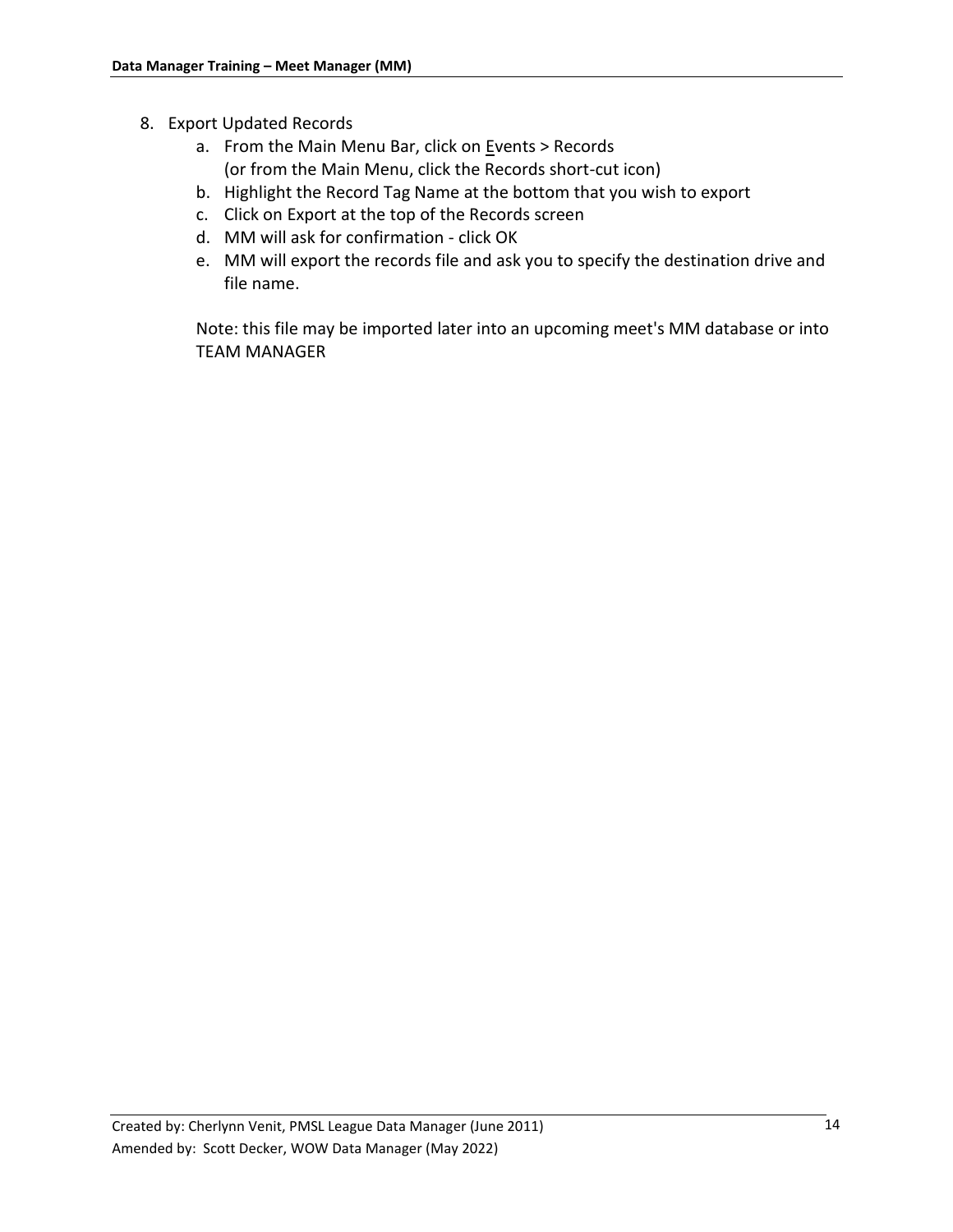8. Export Updated Records
    a. From the Main Menu Bar, click on Events > Records
       (or from the Main Menu, click the Records short-cut icon)
    b. Highlight the Record Tag Name at the bottom that you wish to export
    c. Click on Export at the top of the Records screen
    d. MM will ask for confirmation - click OK
    e. MM will export the records file and ask you to specify the destination drive and file name.

    Note: this file may be imported later into an upcoming meet's MM database or into TEAM MANAGER